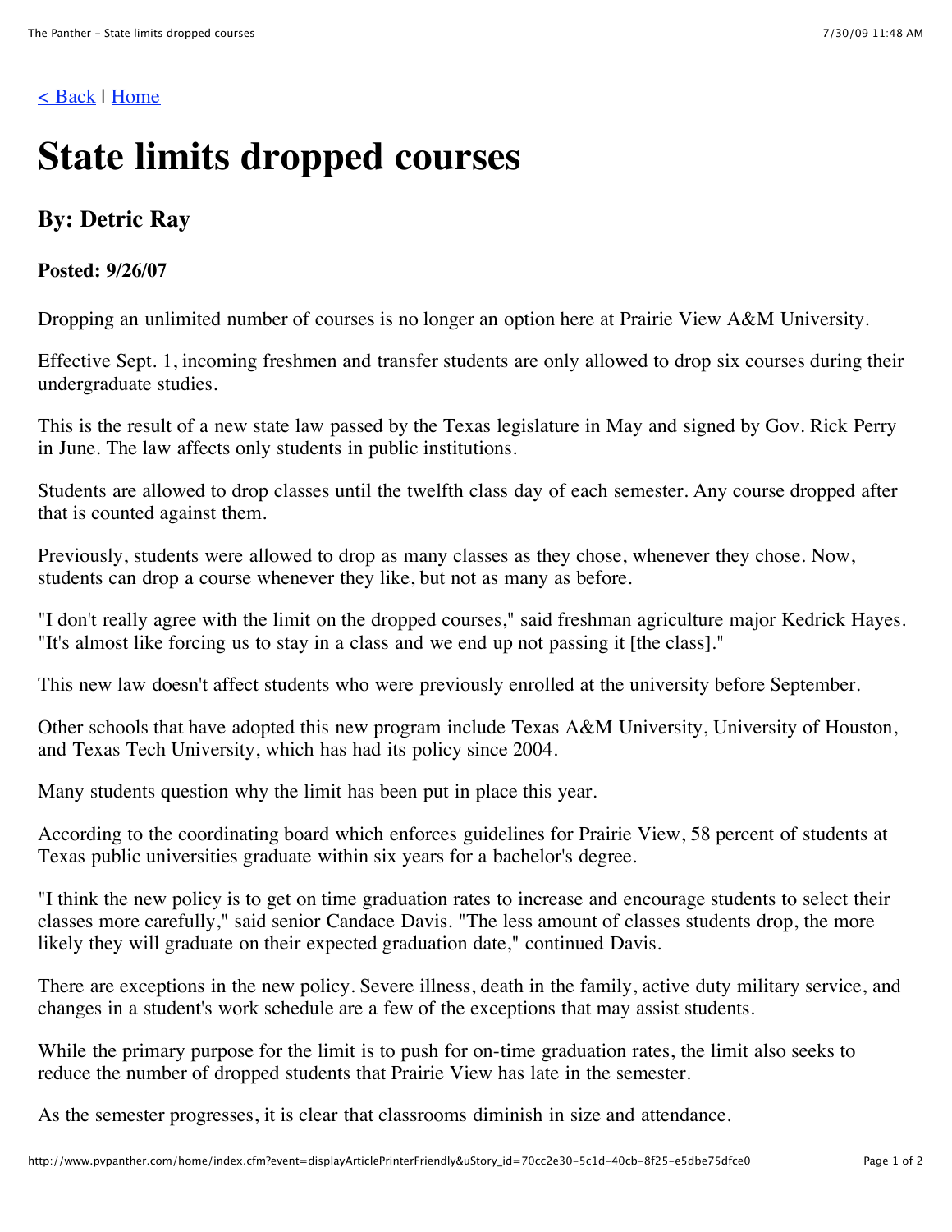< Back | Home

# State limits dropped courses

## By: Detric Ray

**Posted: 9/26/07**

Dropping an unlimited number of courses is no longer an option here at Prairie View A&M University.

Effective Sept. 1, incoming freshmen and transfer students are only allowed to drop six courses during their undergraduate studies.

This is the result of a new state law passed by the Texas legislature in May and signed by Gov. Rick Perry in June. The law affects only students in public institutions.

Students are allowed to drop classes until the twelfth class day of each semester. Any course dropped after that is counted against them.

Previously, students were allowed to drop as many classes as they chose, whenever they chose. Now, students can drop a course whenever they like, but not as many as before.

"I don't really agree with the limit on the dropped courses," said freshman agriculture major Kedrick Hayes. "It's almost like forcing us to stay in a class and we end up not passing it [the class]."

This new law doesn't affect students who were previously enrolled at the university before September.

Other schools that have adopted this new program include Texas A&M University, University of Houston, and Texas Tech University, which has had its policy since 2004.

Many students question why the limit has been put in place this year.

According to the coordinating board which enforces guidelines for Prairie View, 58 percent of students at Texas public universities graduate within six years for a bachelor's degree.

"I think the new policy is to get on time graduation rates to increase and encourage students to select their classes more carefully," said senior Candace Davis. "The less amount of classes students drop, the more likely they will graduate on their expected graduation date," continued Davis.

There are exceptions in the new policy. Severe illness, death in the family, active duty military service, and changes in a student's work schedule are a few of the exceptions that may assist students.

While the primary purpose for the limit is to push for on-time graduation rates, the limit also seeks to reduce the number of dropped students that Prairie View has late in the semester.

As the semester progresses, it is clear that classrooms diminish in size and attendance.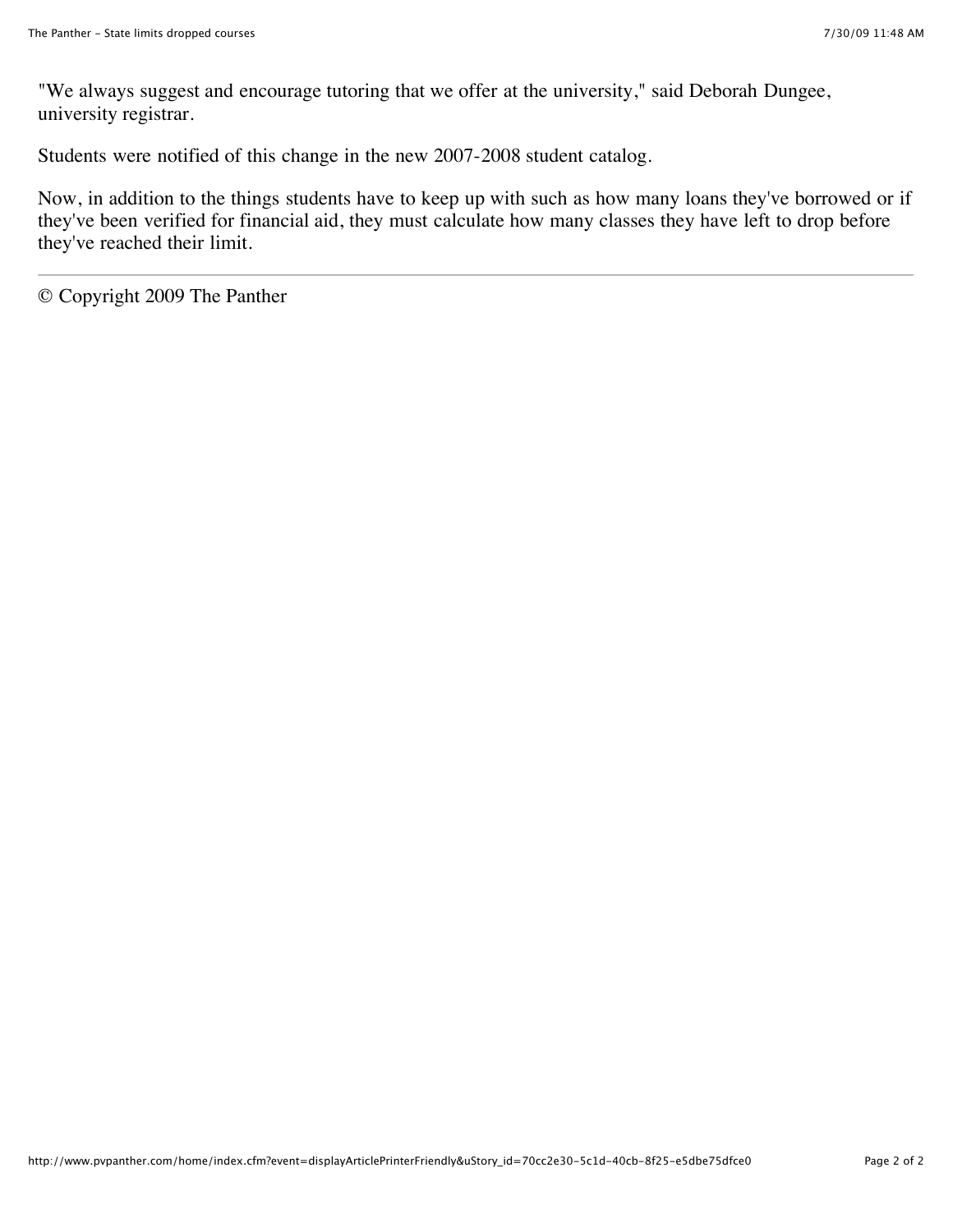"We always suggest and encourage tutoring that we offer at the university," said Deborah Dungee, university registrar.

Students were notified of this change in the new 2007-2008 student catalog.

Now, in addition to the things students have to keep up with such as how many loans they've borrowed or if they've been verified for financial aid, they must calculate how many classes they have left to drop before they've reached their limit.

---

© Copyright 2009 The Panther